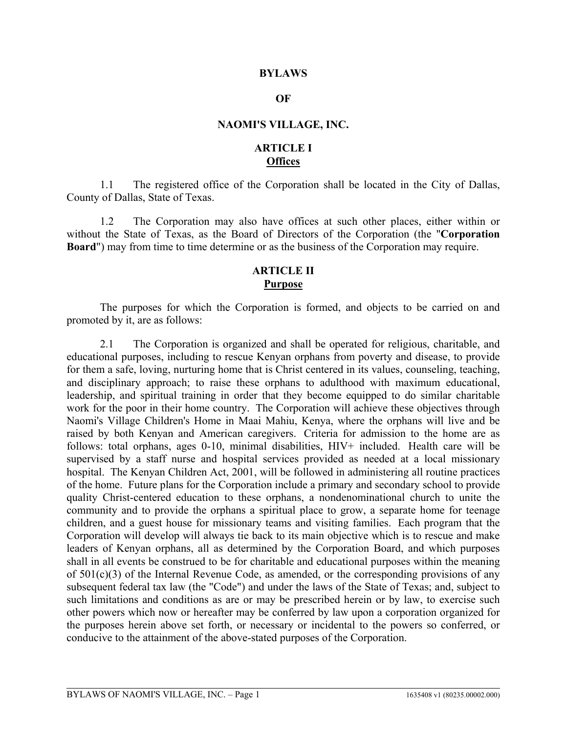# BYLAWS

# OF

# NAOMI'S VILLAGE, INC.

## ARTICLE I
## Offices

1.1 The registered office of the Corporation shall be located in the City of Dallas, County of Dallas, State of Texas.

1.2 The Corporation may also have offices at such other places, either within or without the State of Texas, as the Board of Directors of the Corporation (the "**Corporation Board**") may from time to time determine or as the business of the Corporation may require.

## ARTICLE II
## Purpose

The purposes for which the Corporation is formed, and objects to be carried on and promoted by it, are as follows:

2.1 The Corporation is organized and shall be operated for religious, charitable, and educational purposes, including to rescue Kenyan orphans from poverty and disease, to provide for them a safe, loving, nurturing home that is Christ centered in its values, counseling, teaching, and disciplinary approach; to raise these orphans to adulthood with maximum educational, leadership, and spiritual training in order that they become equipped to do similar charitable work for the poor in their home country. The Corporation will achieve these objectives through Naomi's Village Children's Home in Maai Mahiu, Kenya, where the orphans will live and be raised by both Kenyan and American caregivers. Criteria for admission to the home are as follows: total orphans, ages 0-10, minimal disabilities, HIV+ included. Health care will be supervised by a staff nurse and hospital services provided as needed at a local missionary hospital. The Kenyan Children Act, 2001, will be followed in administering all routine practices of the home. Future plans for the Corporation include a primary and secondary school to provide quality Christ-centered education to these orphans, a nondenominational church to unite the community and to provide the orphans a spiritual place to grow, a separate home for teenage children, and a guest house for missionary teams and visiting families. Each program that the Corporation will develop will always tie back to its main objective which is to rescue and make leaders of Kenyan orphans, all as determined by the Corporation Board, and which purposes shall in all events be construed to be for charitable and educational purposes within the meaning of 501(c)(3) of the Internal Revenue Code, as amended, or the corresponding provisions of any subsequent federal tax law (the "Code") and under the laws of the State of Texas; and, subject to such limitations and conditions as are or may be prescribed herein or by law, to exercise such other powers which now or hereafter may be conferred by law upon a corporation organized for the purposes herein above set forth, or necessary or incidental to the powers so conferred, or conducive to the attainment of the above-stated purposes of the Corporation.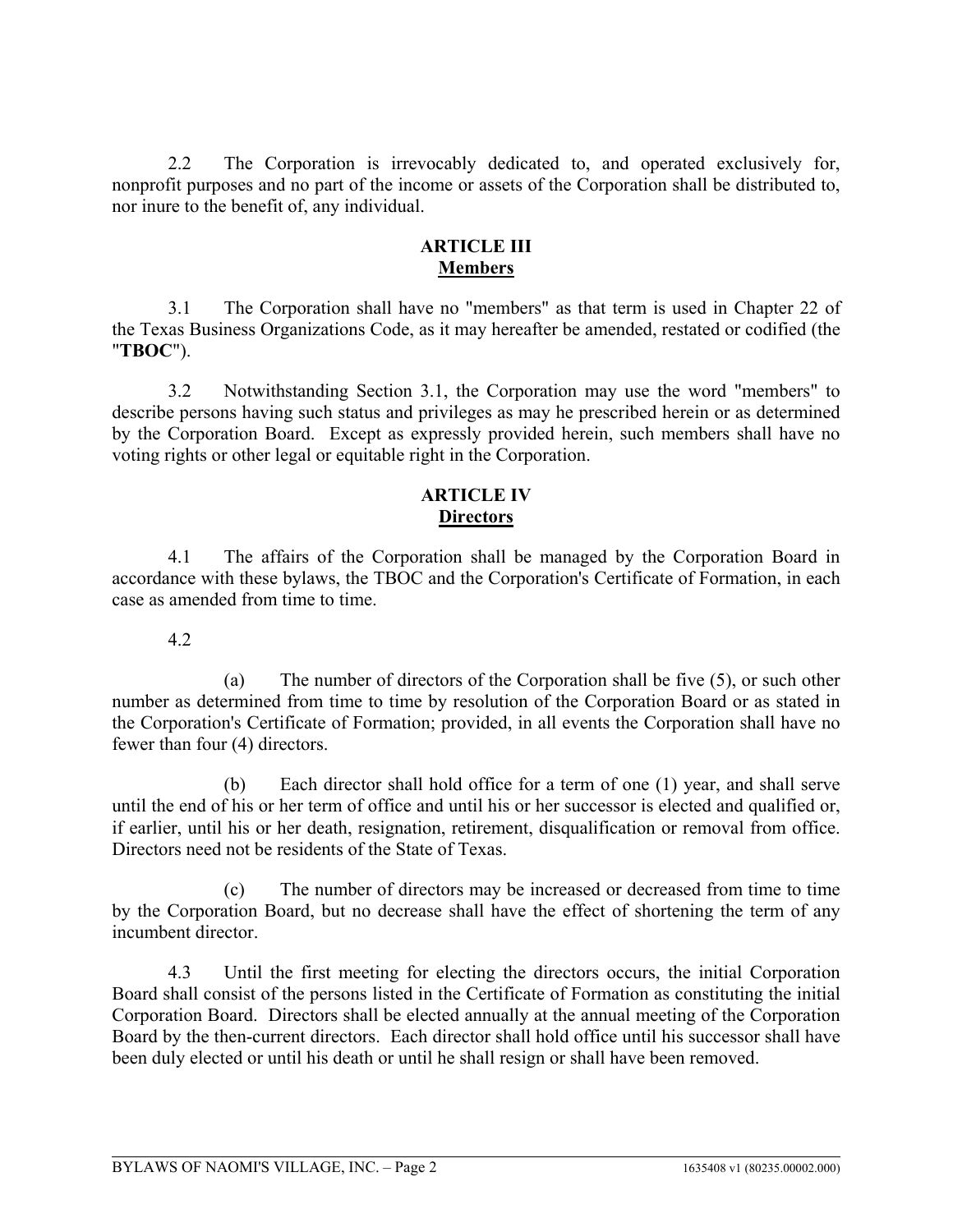2.2 The Corporation is irrevocably dedicated to, and operated exclusively for, nonprofit purposes and no part of the income or assets of the Corporation shall be distributed to, nor inure to the benefit of, any individual.

## ARTICLE III
## Members

3.1 The Corporation shall have no "members" as that term is used in Chapter 22 of the Texas Business Organizations Code, as it may hereafter be amended, restated or codified (the "**TBOC**").

3.2 Notwithstanding Section 3.1, the Corporation may use the word "members" to describe persons having such status and privileges as may he prescribed herein or as determined by the Corporation Board. Except as expressly provided herein, such members shall have no voting rights or other legal or equitable right in the Corporation.

## ARTICLE IV
## Directors

4.1 The affairs of the Corporation shall be managed by the Corporation Board in accordance with these bylaws, the TBOC and the Corporation's Certificate of Formation, in each case as amended from time to time.

4.2

(a) The number of directors of the Corporation shall be five (5), or such other number as determined from time to time by resolution of the Corporation Board or as stated in the Corporation's Certificate of Formation; provided, in all events the Corporation shall have no fewer than four (4) directors.

(b) Each director shall hold office for a term of one (1) year, and shall serve until the end of his or her term of office and until his or her successor is elected and qualified or, if earlier, until his or her death, resignation, retirement, disqualification or removal from office. Directors need not be residents of the State of Texas.

(c) The number of directors may be increased or decreased from time to time by the Corporation Board, but no decrease shall have the effect of shortening the term of any incumbent director.

4.3 Until the first meeting for electing the directors occurs, the initial Corporation Board shall consist of the persons listed in the Certificate of Formation as constituting the initial Corporation Board. Directors shall be elected annually at the annual meeting of the Corporation Board by the then-current directors. Each director shall hold office until his successor shall have been duly elected or until his death or until he shall resign or shall have been removed.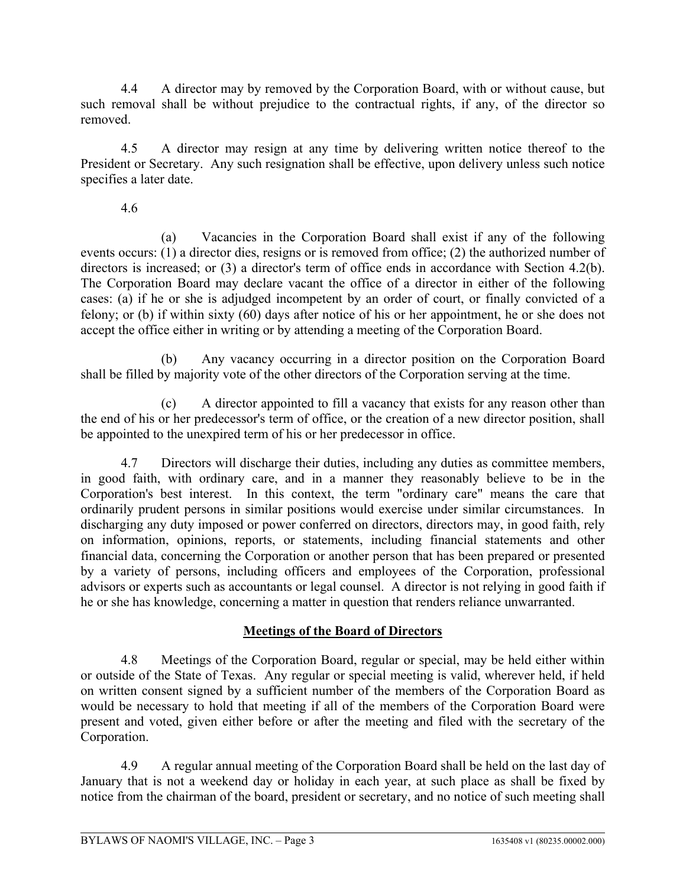4.4 A director may by removed by the Corporation Board, with or without cause, but such removal shall be without prejudice to the contractual rights, if any, of the director so removed.

4.5 A director may resign at any time by delivering written notice thereof to the President or Secretary. Any such resignation shall be effective, upon delivery unless such notice specifies a later date.

4.6

(a) Vacancies in the Corporation Board shall exist if any of the following events occurs: (1) a director dies, resigns or is removed from office; (2) the authorized number of directors is increased; or (3) a director's term of office ends in accordance with Section 4.2(b). The Corporation Board may declare vacant the office of a director in either of the following cases: (a) if he or she is adjudged incompetent by an order of court, or finally convicted of a felony; or (b) if within sixty (60) days after notice of his or her appointment, he or she does not accept the office either in writing or by attending a meeting of the Corporation Board.

(b) Any vacancy occurring in a director position on the Corporation Board shall be filled by majority vote of the other directors of the Corporation serving at the time.

(c) A director appointed to fill a vacancy that exists for any reason other than the end of his or her predecessor's term of office, or the creation of a new director position, shall be appointed to the unexpired term of his or her predecessor in office.

4.7 Directors will discharge their duties, including any duties as committee members, in good faith, with ordinary care, and in a manner they reasonably believe to be in the Corporation's best interest. In this context, the term "ordinary care" means the care that ordinarily prudent persons in similar positions would exercise under similar circumstances. In discharging any duty imposed or power conferred on directors, directors may, in good faith, rely on information, opinions, reports, or statements, including financial statements and other financial data, concerning the Corporation or another person that has been prepared or presented by a variety of persons, including officers and employees of the Corporation, professional advisors or experts such as accountants or legal counsel. A director is not relying in good faith if he or she has knowledge, concerning a matter in question that renders reliance unwarranted.

## Meetings of the Board of Directors

4.8 Meetings of the Corporation Board, regular or special, may be held either within or outside of the State of Texas. Any regular or special meeting is valid, wherever held, if held on written consent signed by a sufficient number of the members of the Corporation Board as would be necessary to hold that meeting if all of the members of the Corporation Board were present and voted, given either before or after the meeting and filed with the secretary of the Corporation.

4.9 A regular annual meeting of the Corporation Board shall be held on the last day of January that is not a weekend day or holiday in each year, at such place as shall be fixed by notice from the chairman of the board, president or secretary, and no notice of such meeting shall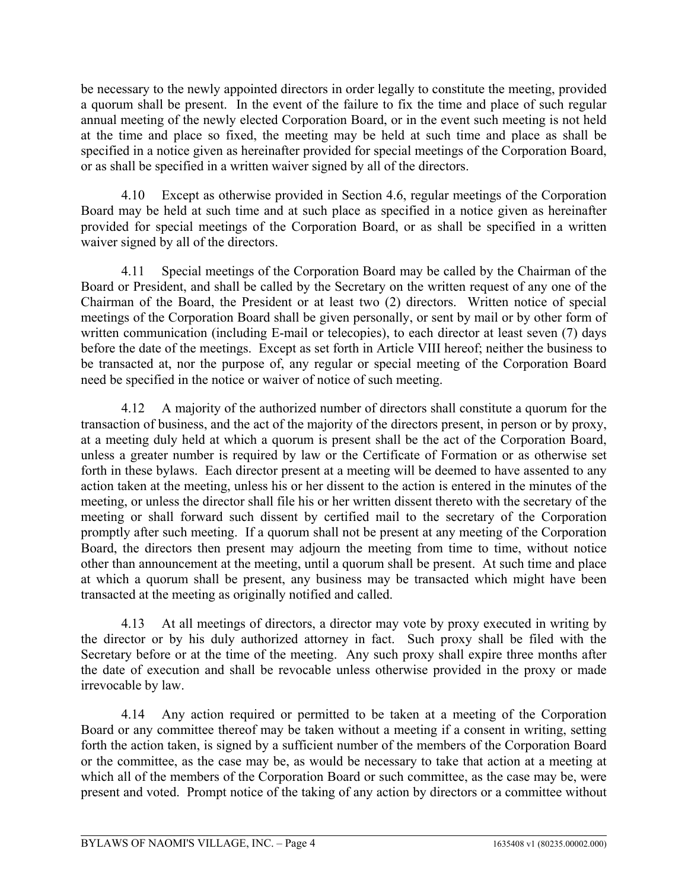be necessary to the newly appointed directors in order legally to constitute the meeting, provided a quorum shall be present. In the event of the failure to fix the time and place of such regular annual meeting of the newly elected Corporation Board, or in the event such meeting is not held at the time and place so fixed, the meeting may be held at such time and place as shall be specified in a notice given as hereinafter provided for special meetings of the Corporation Board, or as shall be specified in a written waiver signed by all of the directors.

4.10 Except as otherwise provided in Section 4.6, regular meetings of the Corporation Board may be held at such time and at such place as specified in a notice given as hereinafter provided for special meetings of the Corporation Board, or as shall be specified in a written waiver signed by all of the directors.

4.11 Special meetings of the Corporation Board may be called by the Chairman of the Board or President, and shall be called by the Secretary on the written request of any one of the Chairman of the Board, the President or at least two (2) directors. Written notice of special meetings of the Corporation Board shall be given personally, or sent by mail or by other form of written communication (including E-mail or telecopies), to each director at least seven (7) days before the date of the meetings. Except as set forth in Article VIII hereof; neither the business to be transacted at, nor the purpose of, any regular or special meeting of the Corporation Board need be specified in the notice or waiver of notice of such meeting.

4.12 A majority of the authorized number of directors shall constitute a quorum for the transaction of business, and the act of the majority of the directors present, in person or by proxy, at a meeting duly held at which a quorum is present shall be the act of the Corporation Board, unless a greater number is required by law or the Certificate of Formation or as otherwise set forth in these bylaws. Each director present at a meeting will be deemed to have assented to any action taken at the meeting, unless his or her dissent to the action is entered in the minutes of the meeting, or unless the director shall file his or her written dissent thereto with the secretary of the meeting or shall forward such dissent by certified mail to the secretary of the Corporation promptly after such meeting. If a quorum shall not be present at any meeting of the Corporation Board, the directors then present may adjourn the meeting from time to time, without notice other than announcement at the meeting, until a quorum shall be present. At such time and place at which a quorum shall be present, any business may be transacted which might have been transacted at the meeting as originally notified and called.

4.13 At all meetings of directors, a director may vote by proxy executed in writing by the director or by his duly authorized attorney in fact. Such proxy shall be filed with the Secretary before or at the time of the meeting. Any such proxy shall expire three months after the date of execution and shall be revocable unless otherwise provided in the proxy or made irrevocable by law.

4.14 Any action required or permitted to be taken at a meeting of the Corporation Board or any committee thereof may be taken without a meeting if a consent in writing, setting forth the action taken, is signed by a sufficient number of the members of the Corporation Board or the committee, as the case may be, as would be necessary to take that action at a meeting at which all of the members of the Corporation Board or such committee, as the case may be, were present and voted. Prompt notice of the taking of any action by directors or a committee without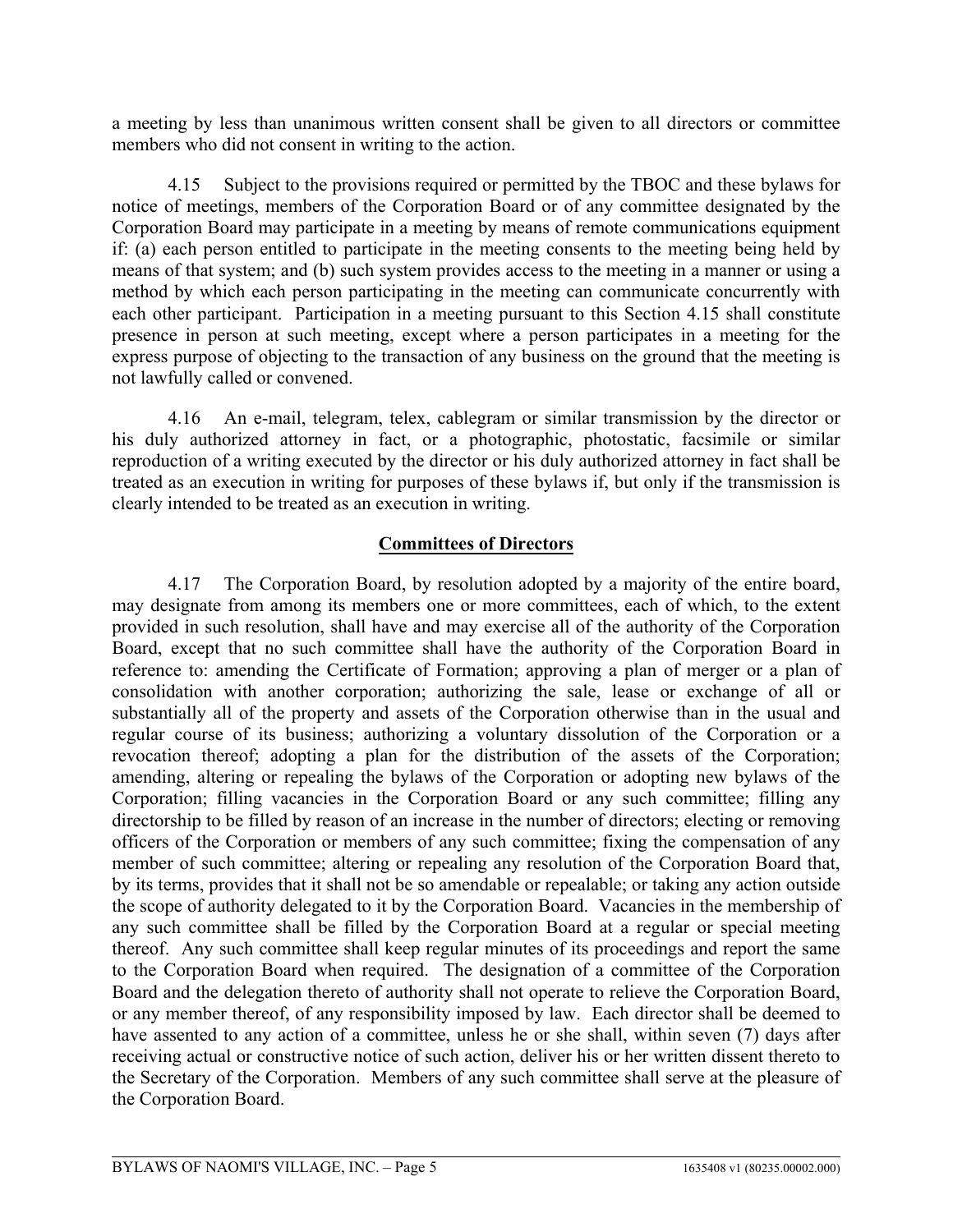a meeting by less than unanimous written consent shall be given to all directors or committee members who did not consent in writing to the action.

4.15 Subject to the provisions required or permitted by the TBOC and these bylaws for notice of meetings, members of the Corporation Board or of any committee designated by the Corporation Board may participate in a meeting by means of remote communications equipment if: (a) each person entitled to participate in the meeting consents to the meeting being held by means of that system; and (b) such system provides access to the meeting in a manner or using a method by which each person participating in the meeting can communicate concurrently with each other participant. Participation in a meeting pursuant to this Section 4.15 shall constitute presence in person at such meeting, except where a person participates in a meeting for the express purpose of objecting to the transaction of any business on the ground that the meeting is not lawfully called or convened.

4.16 An e-mail, telegram, telex, cablegram or similar transmission by the director or his duly authorized attorney in fact, or a photographic, photostatic, facsimile or similar reproduction of a writing executed by the director or his duly authorized attorney in fact shall be treated as an execution in writing for purposes of these bylaws if, but only if the transmission is clearly intended to be treated as an execution in writing.

## Committees of Directors

4.17 The Corporation Board, by resolution adopted by a majority of the entire board, may designate from among its members one or more committees, each of which, to the extent provided in such resolution, shall have and may exercise all of the authority of the Corporation Board, except that no such committee shall have the authority of the Corporation Board in reference to: amending the Certificate of Formation; approving a plan of merger or a plan of consolidation with another corporation; authorizing the sale, lease or exchange of all or substantially all of the property and assets of the Corporation otherwise than in the usual and regular course of its business; authorizing a voluntary dissolution of the Corporation or a revocation thereof; adopting a plan for the distribution of the assets of the Corporation; amending, altering or repealing the bylaws of the Corporation or adopting new bylaws of the Corporation; filling vacancies in the Corporation Board or any such committee; filling any directorship to be filled by reason of an increase in the number of directors; electing or removing officers of the Corporation or members of any such committee; fixing the compensation of any member of such committee; altering or repealing any resolution of the Corporation Board that, by its terms, provides that it shall not be so amendable or repealable; or taking any action outside the scope of authority delegated to it by the Corporation Board. Vacancies in the membership of any such committee shall be filled by the Corporation Board at a regular or special meeting thereof. Any such committee shall keep regular minutes of its proceedings and report the same to the Corporation Board when required. The designation of a committee of the Corporation Board and the delegation thereto of authority shall not operate to relieve the Corporation Board, or any member thereof, of any responsibility imposed by law. Each director shall be deemed to have assented to any action of a committee, unless he or she shall, within seven (7) days after receiving actual or constructive notice of such action, deliver his or her written dissent thereto to the Secretary of the Corporation. Members of any such committee shall serve at the pleasure of the Corporation Board.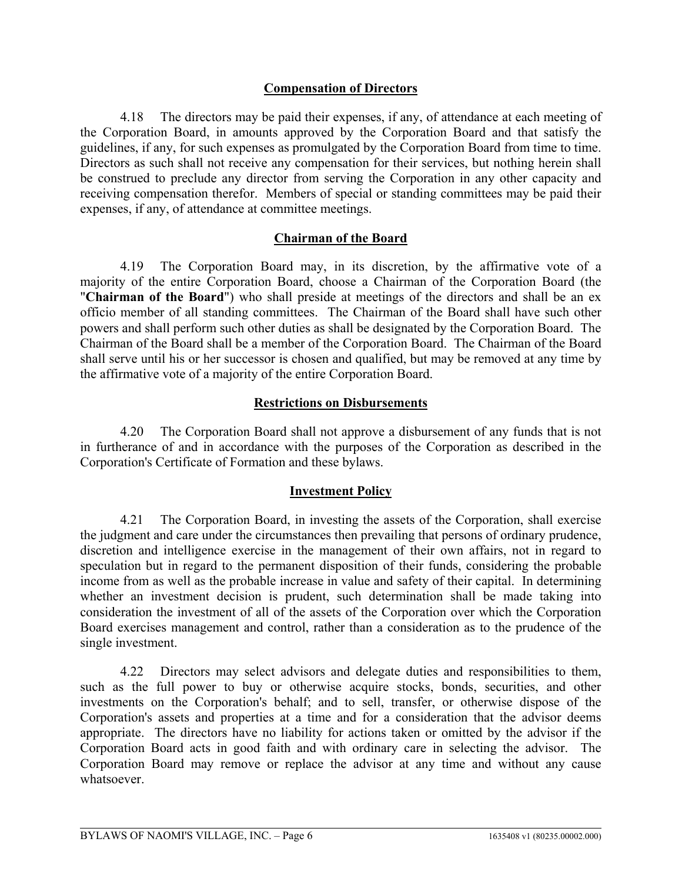## Compensation of Directors

4.18 The directors may be paid their expenses, if any, of attendance at each meeting of the Corporation Board, in amounts approved by the Corporation Board and that satisfy the guidelines, if any, for such expenses as promulgated by the Corporation Board from time to time. Directors as such shall not receive any compensation for their services, but nothing herein shall be construed to preclude any director from serving the Corporation in any other capacity and receiving compensation therefor. Members of special or standing committees may be paid their expenses, if any, of attendance at committee meetings.

## Chairman of the Board

4.19 The Corporation Board may, in its discretion, by the affirmative vote of a majority of the entire Corporation Board, choose a Chairman of the Corporation Board (the "**Chairman of the Board**") who shall preside at meetings of the directors and shall be an ex officio member of all standing committees. The Chairman of the Board shall have such other powers and shall perform such other duties as shall be designated by the Corporation Board. The Chairman of the Board shall be a member of the Corporation Board. The Chairman of the Board shall serve until his or her successor is chosen and qualified, but may be removed at any time by the affirmative vote of a majority of the entire Corporation Board.

## Restrictions on Disbursements

4.20 The Corporation Board shall not approve a disbursement of any funds that is not in furtherance of and in accordance with the purposes of the Corporation as described in the Corporation's Certificate of Formation and these bylaws.

## Investment Policy

4.21 The Corporation Board, in investing the assets of the Corporation, shall exercise the judgment and care under the circumstances then prevailing that persons of ordinary prudence, discretion and intelligence exercise in the management of their own affairs, not in regard to speculation but in regard to the permanent disposition of their funds, considering the probable income from as well as the probable increase in value and safety of their capital. In determining whether an investment decision is prudent, such determination shall be made taking into consideration the investment of all of the assets of the Corporation over which the Corporation Board exercises management and control, rather than a consideration as to the prudence of the single investment.

4.22 Directors may select advisors and delegate duties and responsibilities to them, such as the full power to buy or otherwise acquire stocks, bonds, securities, and other investments on the Corporation's behalf; and to sell, transfer, or otherwise dispose of the Corporation's assets and properties at a time and for a consideration that the advisor deems appropriate. The directors have no liability for actions taken or omitted by the advisor if the Corporation Board acts in good faith and with ordinary care in selecting the advisor. The Corporation Board may remove or replace the advisor at any time and without any cause whatsoever.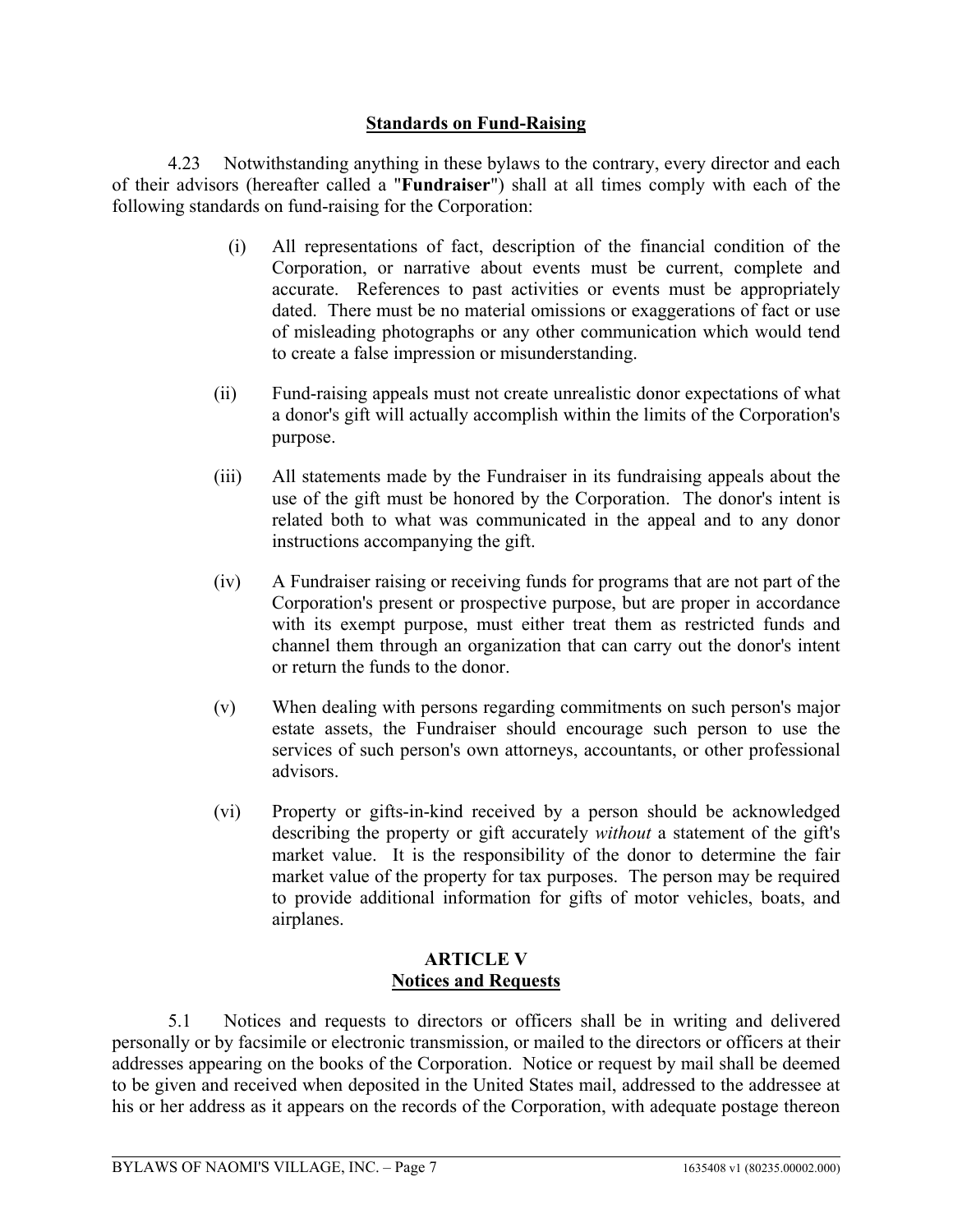**Standards on Fund-Raising**

4.23 Notwithstanding anything in these bylaws to the contrary, every director and each of their advisors (hereafter called a "**Fundraiser**") shall at all times comply with each of the following standards on fund-raising for the Corporation:

(i) All representations of fact, description of the financial condition of the Corporation, or narrative about events must be current, complete and accurate. References to past activities or events must be appropriately dated. There must be no material omissions or exaggerations of fact or use of misleading photographs or any other communication which would tend to create a false impression or misunderstanding.

(ii) Fund-raising appeals must not create unrealistic donor expectations of what a donor's gift will actually accomplish within the limits of the Corporation's purpose.

(iii) All statements made by the Fundraiser in its fundraising appeals about the use of the gift must be honored by the Corporation. The donor's intent is related both to what was communicated in the appeal and to any donor instructions accompanying the gift.

(iv) A Fundraiser raising or receiving funds for programs that are not part of the Corporation's present or prospective purpose, but are proper in accordance with its exempt purpose, must either treat them as restricted funds and channel them through an organization that can carry out the donor's intent or return the funds to the donor.

(v) When dealing with persons regarding commitments on such person's major estate assets, the Fundraiser should encourage such person to use the services of such person's own attorneys, accountants, or other professional advisors.

(vi) Property or gifts-in-kind received by a person should be acknowledged describing the property or gift accurately *without* a statement of the gift's market value. It is the responsibility of the donor to determine the fair market value of the property for tax purposes. The person may be required to provide additional information for gifts of motor vehicles, boats, and airplanes.

## ARTICLE V
## Notices and Requests

5.1 Notices and requests to directors or officers shall be in writing and delivered personally or by facsimile or electronic transmission, or mailed to the directors or officers at their addresses appearing on the books of the Corporation. Notice or request by mail shall be deemed to be given and received when deposited in the United States mail, addressed to the addressee at his or her address as it appears on the records of the Corporation, with adequate postage thereon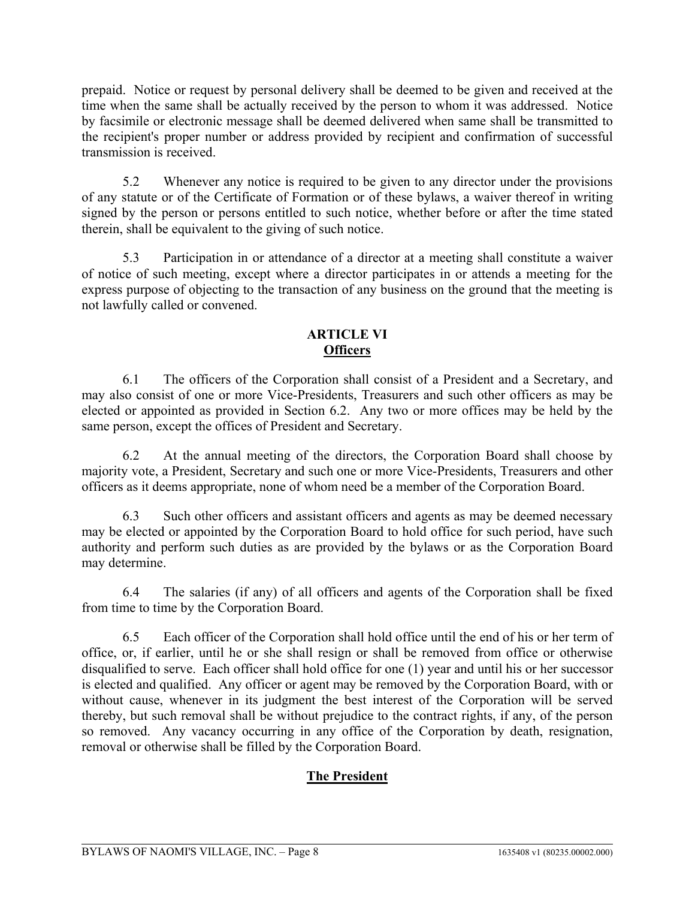prepaid. Notice or request by personal delivery shall be deemed to be given and received at the time when the same shall be actually received by the person to whom it was addressed. Notice by facsimile or electronic message shall be deemed delivered when same shall be transmitted to the recipient's proper number or address provided by recipient and confirmation of successful transmission is received.

5.2 Whenever any notice is required to be given to any director under the provisions of any statute or of the Certificate of Formation or of these bylaws, a waiver thereof in writing signed by the person or persons entitled to such notice, whether before or after the time stated therein, shall be equivalent to the giving of such notice.

5.3 Participation in or attendance of a director at a meeting shall constitute a waiver of notice of such meeting, except where a director participates in or attends a meeting for the express purpose of objecting to the transaction of any business on the ground that the meeting is not lawfully called or convened.

## ARTICLE VI
## Officers

6.1 The officers of the Corporation shall consist of a President and a Secretary, and may also consist of one or more Vice-Presidents, Treasurers and such other officers as may be elected or appointed as provided in Section 6.2. Any two or more offices may be held by the same person, except the offices of President and Secretary.

6.2 At the annual meeting of the directors, the Corporation Board shall choose by majority vote, a President, Secretary and such one or more Vice-Presidents, Treasurers and other officers as it deems appropriate, none of whom need be a member of the Corporation Board.

6.3 Such other officers and assistant officers and agents as may be deemed necessary may be elected or appointed by the Corporation Board to hold office for such period, have such authority and perform such duties as are provided by the bylaws or as the Corporation Board may determine.

6.4 The salaries (if any) of all officers and agents of the Corporation shall be fixed from time to time by the Corporation Board.

6.5 Each officer of the Corporation shall hold office until the end of his or her term of office, or, if earlier, until he or she shall resign or shall be removed from office or otherwise disqualified to serve. Each officer shall hold office for one (1) year and until his or her successor is elected and qualified. Any officer or agent may be removed by the Corporation Board, with or without cause, whenever in its judgment the best interest of the Corporation will be served thereby, but such removal shall be without prejudice to the contract rights, if any, of the person so removed. Any vacancy occurring in any office of the Corporation by death, resignation, removal or otherwise shall be filled by the Corporation Board.

### The President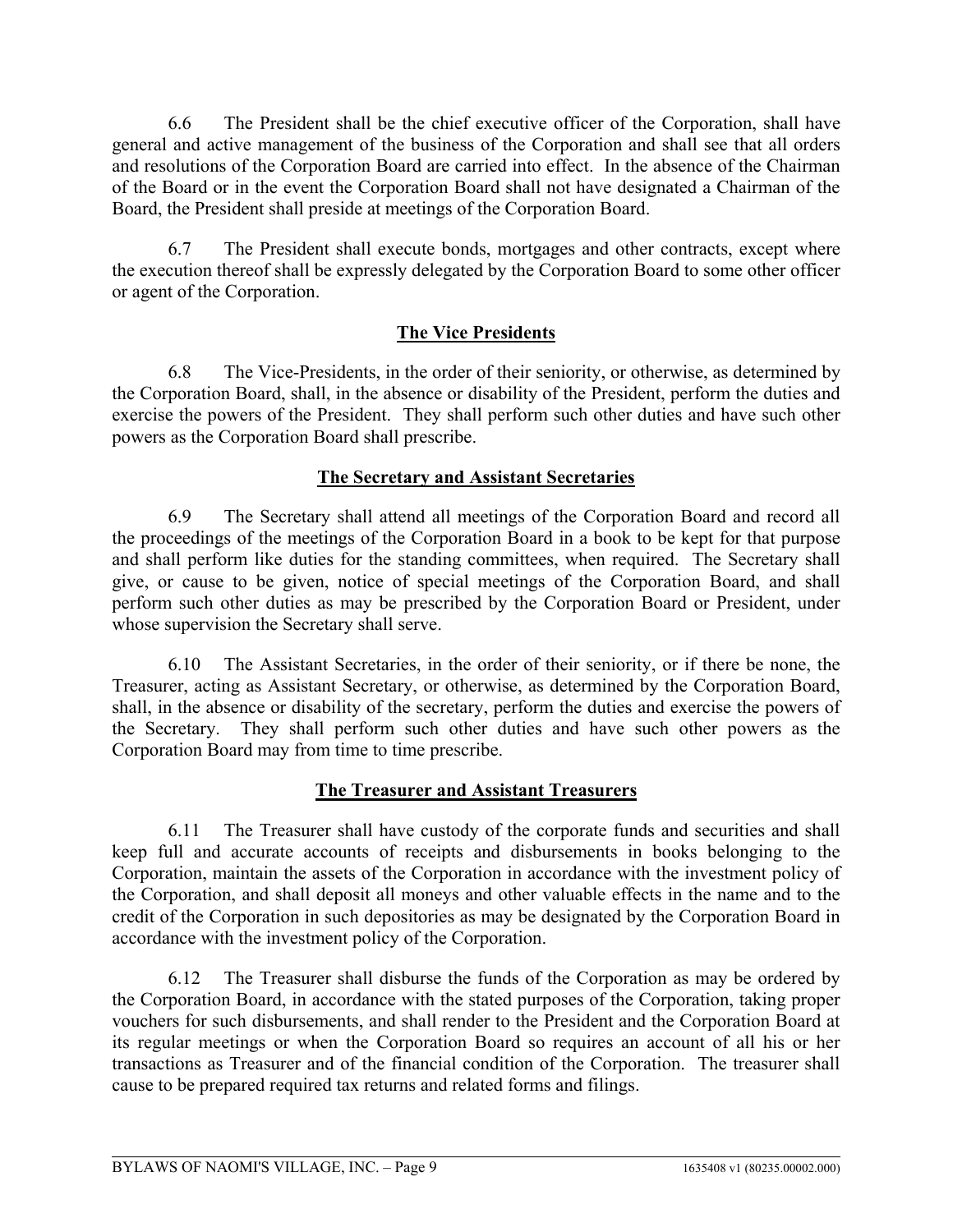6.6 The President shall be the chief executive officer of the Corporation, shall have general and active management of the business of the Corporation and shall see that all orders and resolutions of the Corporation Board are carried into effect. In the absence of the Chairman of the Board or in the event the Corporation Board shall not have designated a Chairman of the Board, the President shall preside at meetings of the Corporation Board.

6.7 The President shall execute bonds, mortgages and other contracts, except where the execution thereof shall be expressly delegated by the Corporation Board to some other officer or agent of the Corporation.

## The Vice Presidents

6.8 The Vice-Presidents, in the order of their seniority, or otherwise, as determined by the Corporation Board, shall, in the absence or disability of the President, perform the duties and exercise the powers of the President. They shall perform such other duties and have such other powers as the Corporation Board shall prescribe.

## The Secretary and Assistant Secretaries

6.9 The Secretary shall attend all meetings of the Corporation Board and record all the proceedings of the meetings of the Corporation Board in a book to be kept for that purpose and shall perform like duties for the standing committees, when required. The Secretary shall give, or cause to be given, notice of special meetings of the Corporation Board, and shall perform such other duties as may be prescribed by the Corporation Board or President, under whose supervision the Secretary shall serve.

6.10 The Assistant Secretaries, in the order of their seniority, or if there be none, the Treasurer, acting as Assistant Secretary, or otherwise, as determined by the Corporation Board, shall, in the absence or disability of the secretary, perform the duties and exercise the powers of the Secretary. They shall perform such other duties and have such other powers as the Corporation Board may from time to time prescribe.

## The Treasurer and Assistant Treasurers

6.11 The Treasurer shall have custody of the corporate funds and securities and shall keep full and accurate accounts of receipts and disbursements in books belonging to the Corporation, maintain the assets of the Corporation in accordance with the investment policy of the Corporation, and shall deposit all moneys and other valuable effects in the name and to the credit of the Corporation in such depositories as may be designated by the Corporation Board in accordance with the investment policy of the Corporation.

6.12 The Treasurer shall disburse the funds of the Corporation as may be ordered by the Corporation Board, in accordance with the stated purposes of the Corporation, taking proper vouchers for such disbursements, and shall render to the President and the Corporation Board at its regular meetings or when the Corporation Board so requires an account of all his or her transactions as Treasurer and of the financial condition of the Corporation. The treasurer shall cause to be prepared required tax returns and related forms and filings.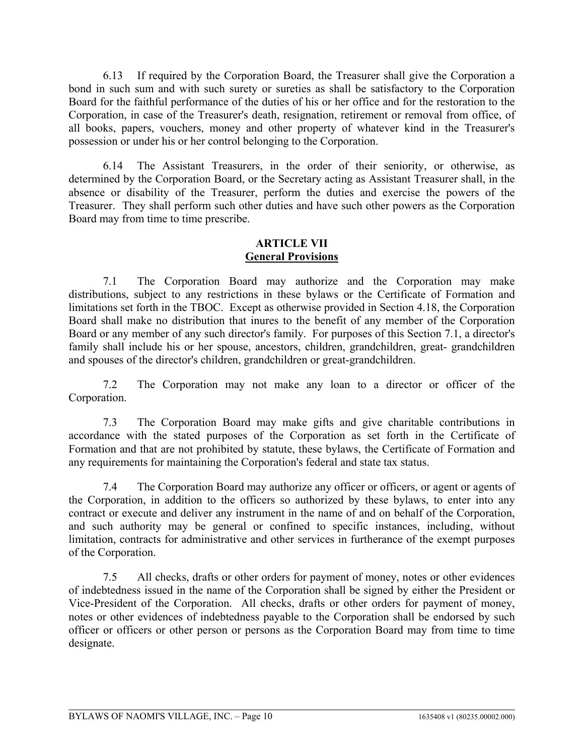6.13 If required by the Corporation Board, the Treasurer shall give the Corporation a bond in such sum and with such surety or sureties as shall be satisfactory to the Corporation Board for the faithful performance of the duties of his or her office and for the restoration to the Corporation, in case of the Treasurer's death, resignation, retirement or removal from office, of all books, papers, vouchers, money and other property of whatever kind in the Treasurer's possession or under his or her control belonging to the Corporation.

6.14 The Assistant Treasurers, in the order of their seniority, or otherwise, as determined by the Corporation Board, or the Secretary acting as Assistant Treasurer shall, in the absence or disability of the Treasurer, perform the duties and exercise the powers of the Treasurer. They shall perform such other duties and have such other powers as the Corporation Board may from time to time prescribe.

## ARTICLE VII
## General Provisions

7.1 The Corporation Board may authorize and the Corporation may make distributions, subject to any restrictions in these bylaws or the Certificate of Formation and limitations set forth in the TBOC. Except as otherwise provided in Section 4.18, the Corporation Board shall make no distribution that inures to the benefit of any member of the Corporation Board or any member of any such director's family. For purposes of this Section 7.1, a director's family shall include his or her spouse, ancestors, children, grandchildren, great- grandchildren and spouses of the director's children, grandchildren or great-grandchildren.

7.2 The Corporation may not make any loan to a director or officer of the Corporation.

7.3 The Corporation Board may make gifts and give charitable contributions in accordance with the stated purposes of the Corporation as set forth in the Certificate of Formation and that are not prohibited by statute, these bylaws, the Certificate of Formation and any requirements for maintaining the Corporation's federal and state tax status.

7.4 The Corporation Board may authorize any officer or officers, or agent or agents of the Corporation, in addition to the officers so authorized by these bylaws, to enter into any contract or execute and deliver any instrument in the name of and on behalf of the Corporation, and such authority may be general or confined to specific instances, including, without limitation, contracts for administrative and other services in furtherance of the exempt purposes of the Corporation.

7.5 All checks, drafts or other orders for payment of money, notes or other evidences of indebtedness issued in the name of the Corporation shall be signed by either the President or Vice-President of the Corporation. All checks, drafts or other orders for payment of money, notes or other evidences of indebtedness payable to the Corporation shall be endorsed by such officer or officers or other person or persons as the Corporation Board may from time to time designate.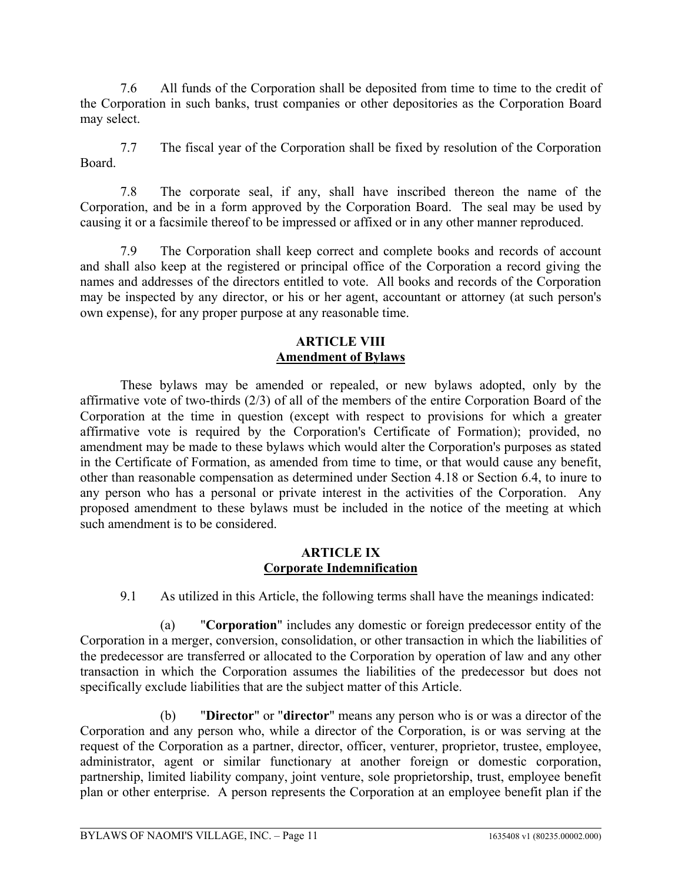7.6 All funds of the Corporation shall be deposited from time to time to the credit of the Corporation in such banks, trust companies or other depositories as the Corporation Board may select.

7.7 The fiscal year of the Corporation shall be fixed by resolution of the Corporation Board.

7.8 The corporate seal, if any, shall have inscribed thereon the name of the Corporation, and be in a form approved by the Corporation Board. The seal may be used by causing it or a facsimile thereof to be impressed or affixed or in any other manner reproduced.

7.9 The Corporation shall keep correct and complete books and records of account and shall also keep at the registered or principal office of the Corporation a record giving the names and addresses of the directors entitled to vote. All books and records of the Corporation may be inspected by any director, or his or her agent, accountant or attorney (at such person's own expense), for any proper purpose at any reasonable time.

## ARTICLE VIII
## Amendment of Bylaws

These bylaws may be amended or repealed, or new bylaws adopted, only by the affirmative vote of two-thirds (2/3) of all of the members of the entire Corporation Board of the Corporation at the time in question (except with respect to provisions for which a greater affirmative vote is required by the Corporation's Certificate of Formation); provided, no amendment may be made to these bylaws which would alter the Corporation's purposes as stated in the Certificate of Formation, as amended from time to time, or that would cause any benefit, other than reasonable compensation as determined under Section 4.18 or Section 6.4, to inure to any person who has a personal or private interest in the activities of the Corporation. Any proposed amendment to these bylaws must be included in the notice of the meeting at which such amendment is to be considered.

## ARTICLE IX
## Corporate Indemnification

9.1 As utilized in this Article, the following terms shall have the meanings indicated:

(a) "**Corporation**" includes any domestic or foreign predecessor entity of the Corporation in a merger, conversion, consolidation, or other transaction in which the liabilities of the predecessor are transferred or allocated to the Corporation by operation of law and any other transaction in which the Corporation assumes the liabilities of the predecessor but does not specifically exclude liabilities that are the subject matter of this Article.

(b) "**Director**" or "**director**" means any person who is or was a director of the Corporation and any person who, while a director of the Corporation, is or was serving at the request of the Corporation as a partner, director, officer, venturer, proprietor, trustee, employee, administrator, agent or similar functionary at another foreign or domestic corporation, partnership, limited liability company, joint venture, sole proprietorship, trust, employee benefit plan or other enterprise. A person represents the Corporation at an employee benefit plan if the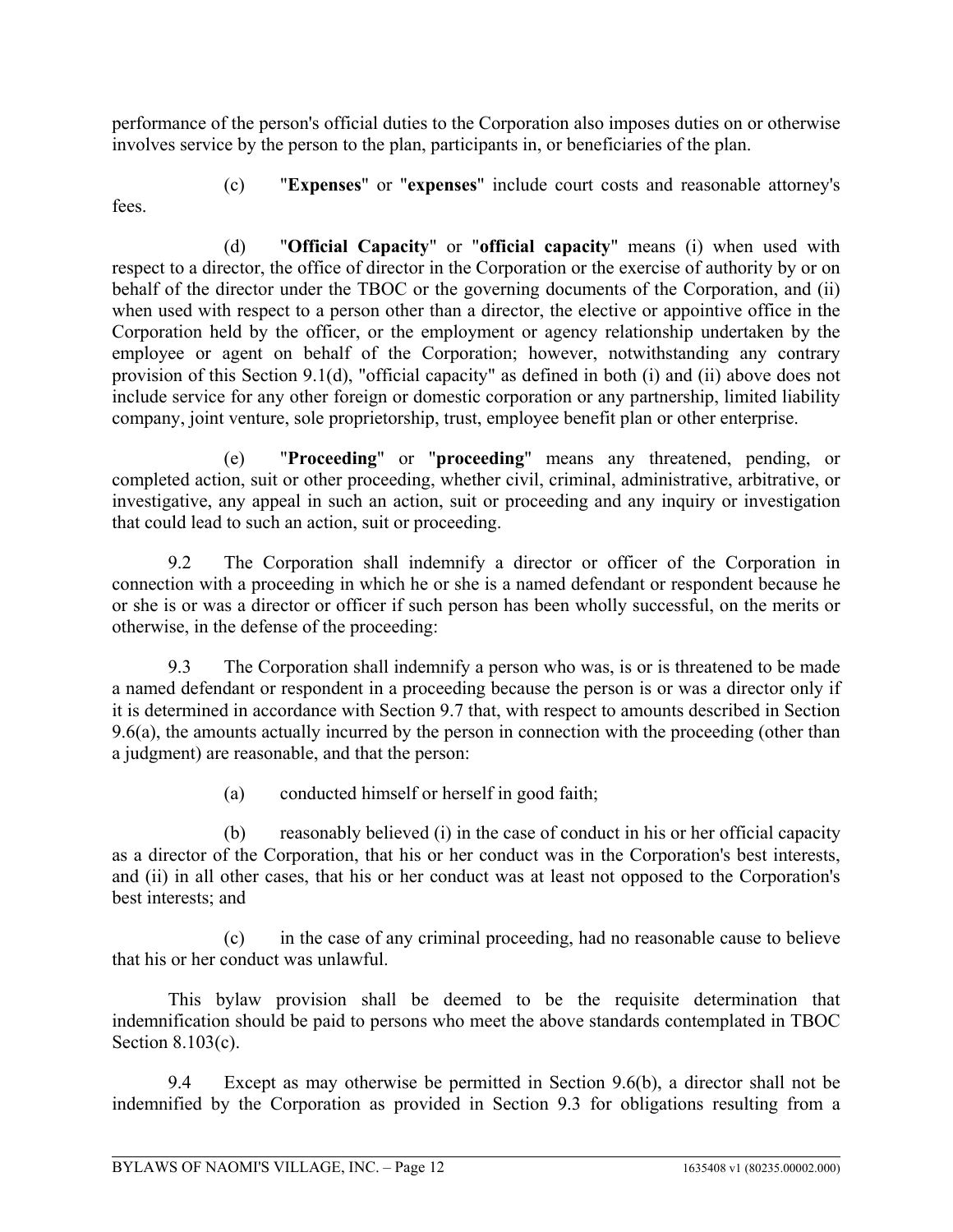performance of the person's official duties to the Corporation also imposes duties on or otherwise involves service by the person to the plan, participants in, or beneficiaries of the plan.

(c) "**Expenses**" or "**expenses**" include court costs and reasonable attorney's fees.

(d) "**Official Capacity**" or "**official capacity**" means (i) when used with respect to a director, the office of director in the Corporation or the exercise of authority by or on behalf of the director under the TBOC or the governing documents of the Corporation, and (ii) when used with respect to a person other than a director, the elective or appointive office in the Corporation held by the officer, or the employment or agency relationship undertaken by the employee or agent on behalf of the Corporation; however, notwithstanding any contrary provision of this Section 9.1(d), "official capacity" as defined in both (i) and (ii) above does not include service for any other foreign or domestic corporation or any partnership, limited liability company, joint venture, sole proprietorship, trust, employee benefit plan or other enterprise.

(e) "**Proceeding**" or "**proceeding**" means any threatened, pending, or completed action, suit or other proceeding, whether civil, criminal, administrative, arbitrative, or investigative, any appeal in such an action, suit or proceeding and any inquiry or investigation that could lead to such an action, suit or proceeding.

9.2 The Corporation shall indemnify a director or officer of the Corporation in connection with a proceeding in which he or she is a named defendant or respondent because he or she is or was a director or officer if such person has been wholly successful, on the merits or otherwise, in the defense of the proceeding:

9.3 The Corporation shall indemnify a person who was, is or is threatened to be made a named defendant or respondent in a proceeding because the person is or was a director only if it is determined in accordance with Section 9.7 that, with respect to amounts described in Section 9.6(a), the amounts actually incurred by the person in connection with the proceeding (other than a judgment) are reasonable, and that the person:

(a) conducted himself or herself in good faith;

(b) reasonably believed (i) in the case of conduct in his or her official capacity as a director of the Corporation, that his or her conduct was in the Corporation's best interests, and (ii) in all other cases, that his or her conduct was at least not opposed to the Corporation's best interests; and

(c) in the case of any criminal proceeding, had no reasonable cause to believe that his or her conduct was unlawful.

This bylaw provision shall be deemed to be the requisite determination that indemnification should be paid to persons who meet the above standards contemplated in TBOC Section 8.103(c).

9.4 Except as may otherwise be permitted in Section 9.6(b), a director shall not be indemnified by the Corporation as provided in Section 9.3 for obligations resulting from a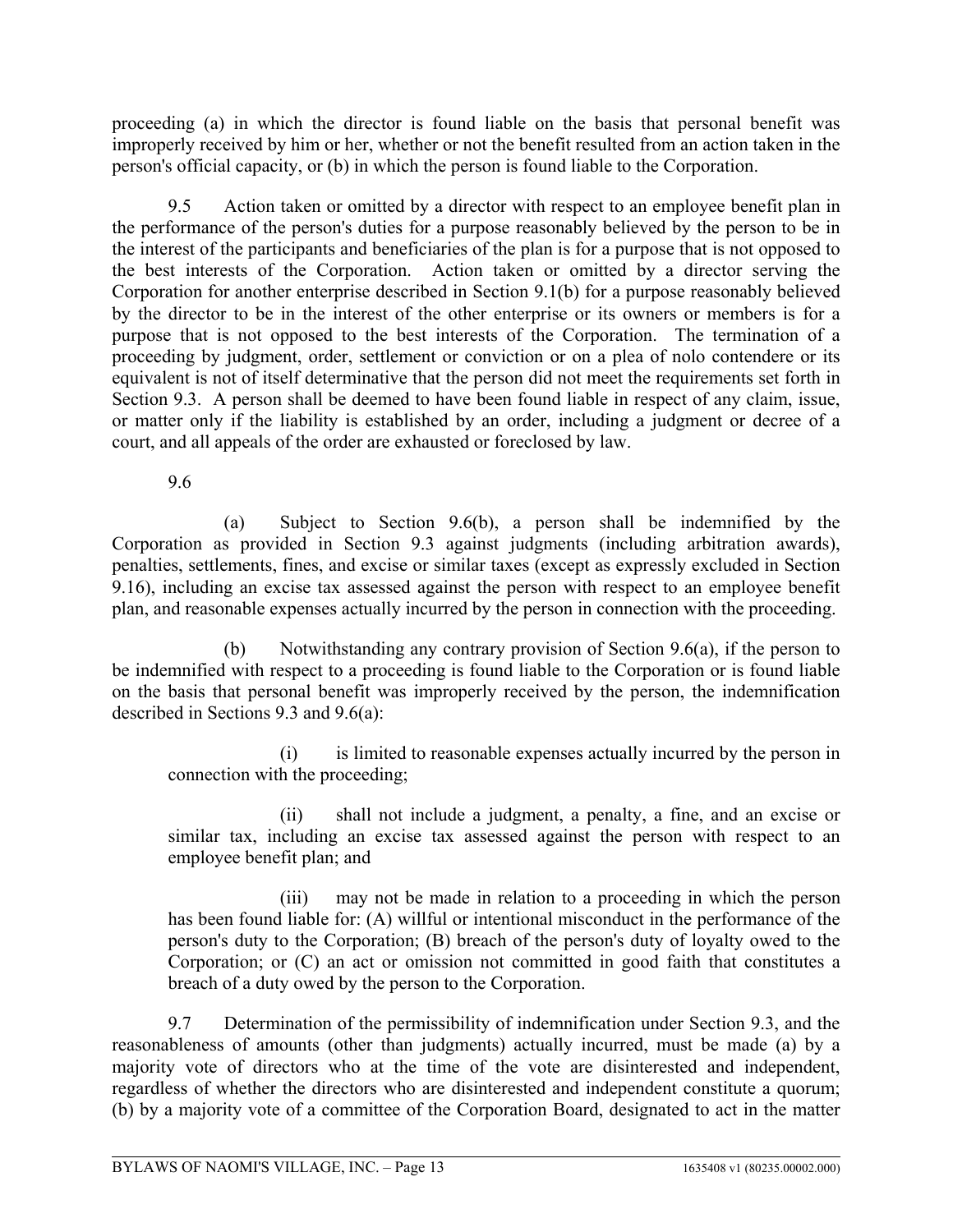proceeding (a) in which the director is found liable on the basis that personal benefit was improperly received by him or her, whether or not the benefit resulted from an action taken in the person's official capacity, or (b) in which the person is found liable to the Corporation.

9.5 Action taken or omitted by a director with respect to an employee benefit plan in the performance of the person's duties for a purpose reasonably believed by the person to be in the interest of the participants and beneficiaries of the plan is for a purpose that is not opposed to the best interests of the Corporation. Action taken or omitted by a director serving the Corporation for another enterprise described in Section 9.1(b) for a purpose reasonably believed by the director to be in the interest of the other enterprise or its owners or members is for a purpose that is not opposed to the best interests of the Corporation. The termination of a proceeding by judgment, order, settlement or conviction or on a plea of nolo contendere or its equivalent is not of itself determinative that the person did not meet the requirements set forth in Section 9.3. A person shall be deemed to have been found liable in respect of any claim, issue, or matter only if the liability is established by an order, including a judgment or decree of a court, and all appeals of the order are exhausted or foreclosed by law.

9.6

(a) Subject to Section 9.6(b), a person shall be indemnified by the Corporation as provided in Section 9.3 against judgments (including arbitration awards), penalties, settlements, fines, and excise or similar taxes (except as expressly excluded in Section 9.16), including an excise tax assessed against the person with respect to an employee benefit plan, and reasonable expenses actually incurred by the person in connection with the proceeding.

(b) Notwithstanding any contrary provision of Section 9.6(a), if the person to be indemnified with respect to a proceeding is found liable to the Corporation or is found liable on the basis that personal benefit was improperly received by the person, the indemnification described in Sections 9.3 and 9.6(a):

(i) is limited to reasonable expenses actually incurred by the person in connection with the proceeding;

(ii) shall not include a judgment, a penalty, a fine, and an excise or similar tax, including an excise tax assessed against the person with respect to an employee benefit plan; and

(iii) may not be made in relation to a proceeding in which the person has been found liable for: (A) willful or intentional misconduct in the performance of the person's duty to the Corporation; (B) breach of the person's duty of loyalty owed to the Corporation; or (C) an act or omission not committed in good faith that constitutes a breach of a duty owed by the person to the Corporation.

9.7 Determination of the permissibility of indemnification under Section 9.3, and the reasonableness of amounts (other than judgments) actually incurred, must be made (a) by a majority vote of directors who at the time of the vote are disinterested and independent, regardless of whether the directors who are disinterested and independent constitute a quorum; (b) by a majority vote of a committee of the Corporation Board, designated to act in the matter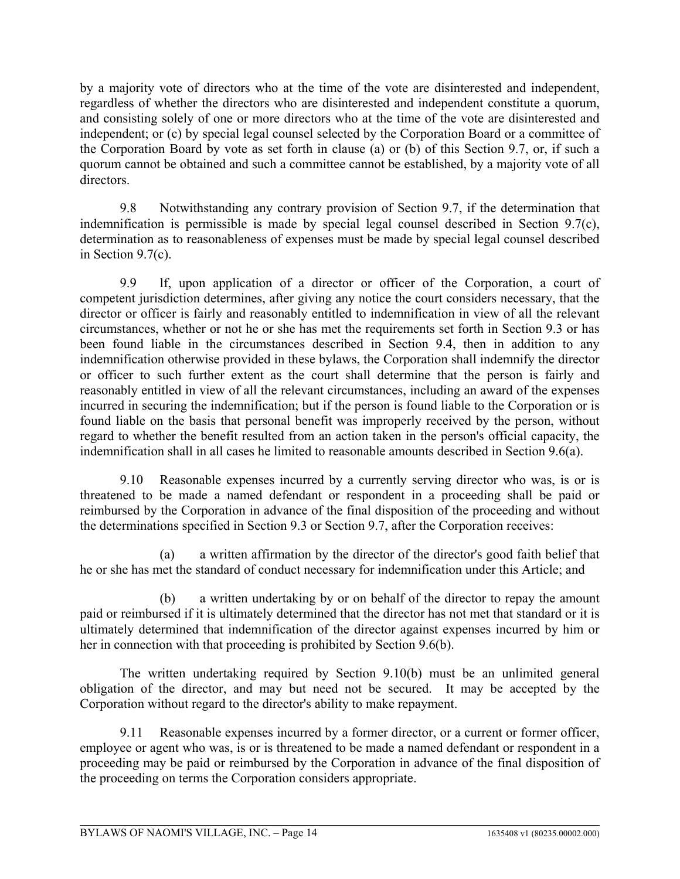by a majority vote of directors who at the time of the vote are disinterested and independent, regardless of whether the directors who are disinterested and independent constitute a quorum, and consisting solely of one or more directors who at the time of the vote are disinterested and independent; or (c) by special legal counsel selected by the Corporation Board or a committee of the Corporation Board by vote as set forth in clause (a) or (b) of this Section 9.7, or, if such a quorum cannot be obtained and such a committee cannot be established, by a majority vote of all directors.

9.8 Notwithstanding any contrary provision of Section 9.7, if the determination that indemnification is permissible is made by special legal counsel described in Section 9.7(c), determination as to reasonableness of expenses must be made by special legal counsel described in Section 9.7(c).

9.9 lf, upon application of a director or officer of the Corporation, a court of competent jurisdiction determines, after giving any notice the court considers necessary, that the director or officer is fairly and reasonably entitled to indemnification in view of all the relevant circumstances, whether or not he or she has met the requirements set forth in Section 9.3 or has been found liable in the circumstances described in Section 9.4, then in addition to any indemnification otherwise provided in these bylaws, the Corporation shall indemnify the director or officer to such further extent as the court shall determine that the person is fairly and reasonably entitled in view of all the relevant circumstances, including an award of the expenses incurred in securing the indemnification; but if the person is found liable to the Corporation or is found liable on the basis that personal benefit was improperly received by the person, without regard to whether the benefit resulted from an action taken in the person's official capacity, the indemnification shall in all cases he limited to reasonable amounts described in Section 9.6(a).

9.10 Reasonable expenses incurred by a currently serving director who was, is or is threatened to be made a named defendant or respondent in a proceeding shall be paid or reimbursed by the Corporation in advance of the final disposition of the proceeding and without the determinations specified in Section 9.3 or Section 9.7, after the Corporation receives:

(a) a written affirmation by the director of the director's good faith belief that he or she has met the standard of conduct necessary for indemnification under this Article; and

(b) a written undertaking by or on behalf of the director to repay the amount paid or reimbursed if it is ultimately determined that the director has not met that standard or it is ultimately determined that indemnification of the director against expenses incurred by him or her in connection with that proceeding is prohibited by Section 9.6(b).

The written undertaking required by Section 9.10(b) must be an unlimited general obligation of the director, and may but need not be secured. It may be accepted by the Corporation without regard to the director's ability to make repayment.

9.11 Reasonable expenses incurred by a former director, or a current or former officer, employee or agent who was, is or is threatened to be made a named defendant or respondent in a proceeding may be paid or reimbursed by the Corporation in advance of the final disposition of the proceeding on terms the Corporation considers appropriate.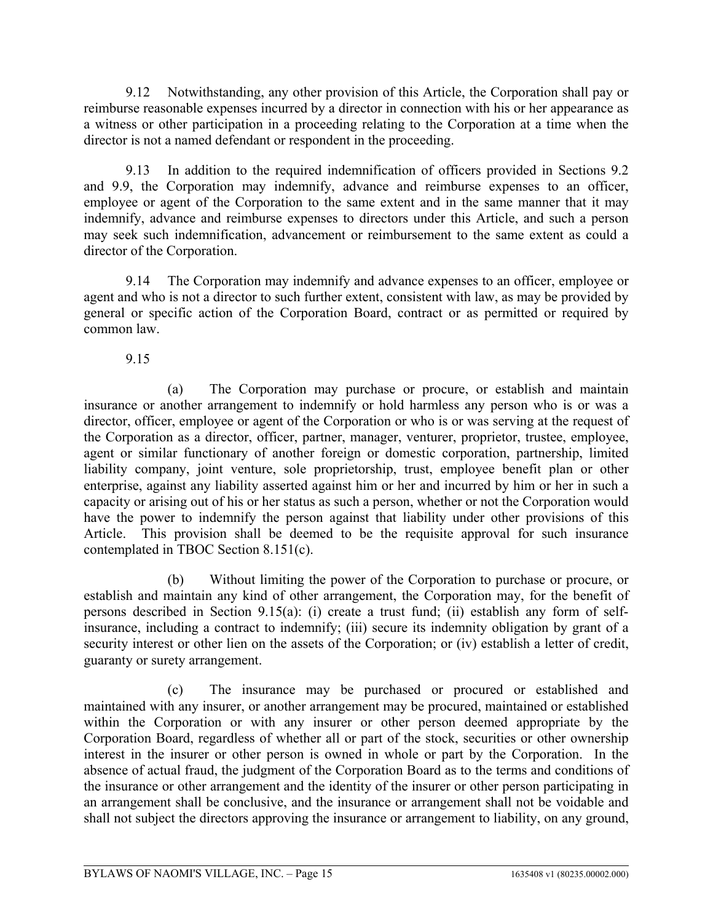9.12 Notwithstanding, any other provision of this Article, the Corporation shall pay or reimburse reasonable expenses incurred by a director in connection with his or her appearance as a witness or other participation in a proceeding relating to the Corporation at a time when the director is not a named defendant or respondent in the proceeding.

9.13 In addition to the required indemnification of officers provided in Sections 9.2 and 9.9, the Corporation may indemnify, advance and reimburse expenses to an officer, employee or agent of the Corporation to the same extent and in the same manner that it may indemnify, advance and reimburse expenses to directors under this Article, and such a person may seek such indemnification, advancement or reimbursement to the same extent as could a director of the Corporation.

9.14 The Corporation may indemnify and advance expenses to an officer, employee or agent and who is not a director to such further extent, consistent with law, as may be provided by general or specific action of the Corporation Board, contract or as permitted or required by common law.

9.15

(a) The Corporation may purchase or procure, or establish and maintain insurance or another arrangement to indemnify or hold harmless any person who is or was a director, officer, employee or agent of the Corporation or who is or was serving at the request of the Corporation as a director, officer, partner, manager, venturer, proprietor, trustee, employee, agent or similar functionary of another foreign or domestic corporation, partnership, limited liability company, joint venture, sole proprietorship, trust, employee benefit plan or other enterprise, against any liability asserted against him or her and incurred by him or her in such a capacity or arising out of his or her status as such a person, whether or not the Corporation would have the power to indemnify the person against that liability under other provisions of this Article. This provision shall be deemed to be the requisite approval for such insurance contemplated in TBOC Section 8.151(c).

(b) Without limiting the power of the Corporation to purchase or procure, or establish and maintain any kind of other arrangement, the Corporation may, for the benefit of persons described in Section 9.15(a): (i) create a trust fund; (ii) establish any form of self-insurance, including a contract to indemnify; (iii) secure its indemnity obligation by grant of a security interest or other lien on the assets of the Corporation; or (iv) establish a letter of credit, guaranty or surety arrangement.

(c) The insurance may be purchased or procured or established and maintained with any insurer, or another arrangement may be procured, maintained or established within the Corporation or with any insurer or other person deemed appropriate by the Corporation Board, regardless of whether all or part of the stock, securities or other ownership interest in the insurer or other person is owned in whole or part by the Corporation. In the absence of actual fraud, the judgment of the Corporation Board as to the terms and conditions of the insurance or other arrangement and the identity of the insurer or other person participating in an arrangement shall be conclusive, and the insurance or arrangement shall not be voidable and shall not subject the directors approving the insurance or arrangement to liability, on any ground,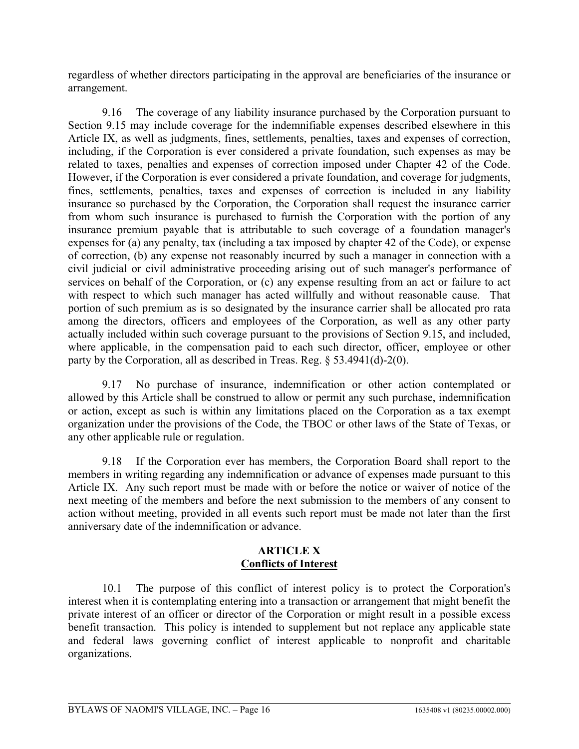regardless of whether directors participating in the approval are beneficiaries of the insurance or arrangement.

9.16 The coverage of any liability insurance purchased by the Corporation pursuant to Section 9.15 may include coverage for the indemnifiable expenses described elsewhere in this Article IX, as well as judgments, fines, settlements, penalties, taxes and expenses of correction, including, if the Corporation is ever considered a private foundation, such expenses as may be related to taxes, penalties and expenses of correction imposed under Chapter 42 of the Code. However, if the Corporation is ever considered a private foundation, and coverage for judgments, fines, settlements, penalties, taxes and expenses of correction is included in any liability insurance so purchased by the Corporation, the Corporation shall request the insurance carrier from whom such insurance is purchased to furnish the Corporation with the portion of any insurance premium payable that is attributable to such coverage of a foundation manager's expenses for (a) any penalty, tax (including a tax imposed by chapter 42 of the Code), or expense of correction, (b) any expense not reasonably incurred by such a manager in connection with a civil judicial or civil administrative proceeding arising out of such manager's performance of services on behalf of the Corporation, or (c) any expense resulting from an act or failure to act with respect to which such manager has acted willfully and without reasonable cause. That portion of such premium as is so designated by the insurance carrier shall be allocated pro rata among the directors, officers and employees of the Corporation, as well as any other party actually included within such coverage pursuant to the provisions of Section 9.15, and included, where applicable, in the compensation paid to each such director, officer, employee or other party by the Corporation, all as described in Treas. Reg. § 53.4941(d)-2(0).

9.17 No purchase of insurance, indemnification or other action contemplated or allowed by this Article shall be construed to allow or permit any such purchase, indemnification or action, except as such is within any limitations placed on the Corporation as a tax exempt organization under the provisions of the Code, the TBOC or other laws of the State of Texas, or any other applicable rule or regulation.

9.18 If the Corporation ever has members, the Corporation Board shall report to the members in writing regarding any indemnification or advance of expenses made pursuant to this Article IX. Any such report must be made with or before the notice or waiver of notice of the next meeting of the members and before the next submission to the members of any consent to action without meeting, provided in all events such report must be made not later than the first anniversary date of the indemnification or advance.

## ARTICLE X
## Conflicts of Interest

10.1 The purpose of this conflict of interest policy is to protect the Corporation's interest when it is contemplating entering into a transaction or arrangement that might benefit the private interest of an officer or director of the Corporation or might result in a possible excess benefit transaction. This policy is intended to supplement but not replace any applicable state and federal laws governing conflict of interest applicable to nonprofit and charitable organizations.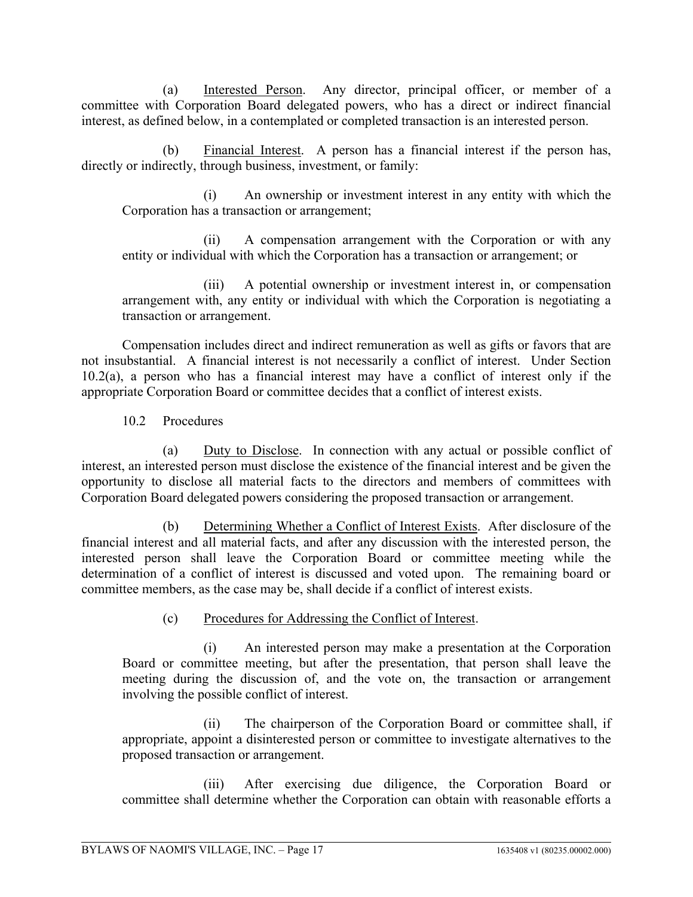(a) Interested Person. Any director, principal officer, or member of a committee with Corporation Board delegated powers, who has a direct or indirect financial interest, as defined below, in a contemplated or completed transaction is an interested person.

(b) Financial Interest. A person has a financial interest if the person has, directly or indirectly, through business, investment, or family:

(i) An ownership or investment interest in any entity with which the Corporation has a transaction or arrangement;

(ii) A compensation arrangement with the Corporation or with any entity or individual with which the Corporation has a transaction or arrangement; or

(iii) A potential ownership or investment interest in, or compensation arrangement with, any entity or individual with which the Corporation is negotiating a transaction or arrangement.

Compensation includes direct and indirect remuneration as well as gifts or favors that are not insubstantial. A financial interest is not necessarily a conflict of interest. Under Section 10.2(a), a person who has a financial interest may have a conflict of interest only if the appropriate Corporation Board or committee decides that a conflict of interest exists.

10.2 Procedures

(a) Duty to Disclose. In connection with any actual or possible conflict of interest, an interested person must disclose the existence of the financial interest and be given the opportunity to disclose all material facts to the directors and members of committees with Corporation Board delegated powers considering the proposed transaction or arrangement.

(b) Determining Whether a Conflict of Interest Exists. After disclosure of the financial interest and all material facts, and after any discussion with the interested person, the interested person shall leave the Corporation Board or committee meeting while the determination of a conflict of interest is discussed and voted upon. The remaining board or committee members, as the case may be, shall decide if a conflict of interest exists.

(c) Procedures for Addressing the Conflict of Interest.

(i) An interested person may make a presentation at the Corporation Board or committee meeting, but after the presentation, that person shall leave the meeting during the discussion of, and the vote on, the transaction or arrangement involving the possible conflict of interest.

(ii) The chairperson of the Corporation Board or committee shall, if appropriate, appoint a disinterested person or committee to investigate alternatives to the proposed transaction or arrangement.

(iii) After exercising due diligence, the Corporation Board or committee shall determine whether the Corporation can obtain with reasonable efforts a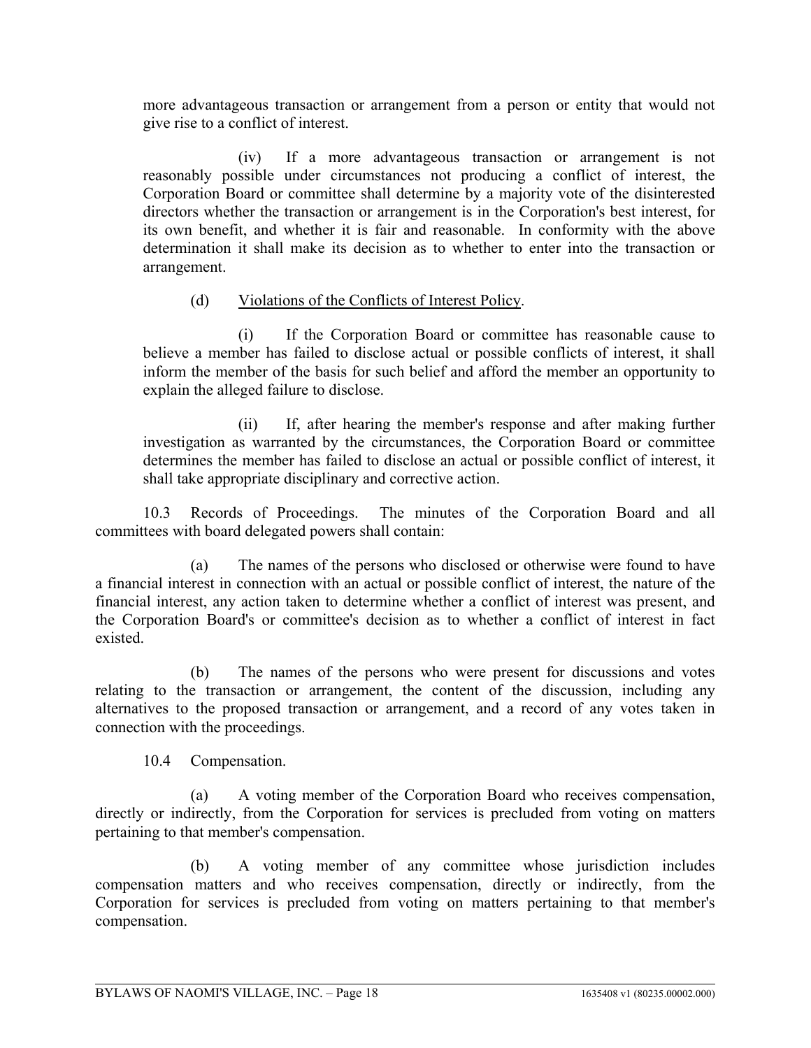more advantageous transaction or arrangement from a person or entity that would not give rise to a conflict of interest.

(iv) If a more advantageous transaction or arrangement is not reasonably possible under circumstances not producing a conflict of interest, the Corporation Board or committee shall determine by a majority vote of the disinterested directors whether the transaction or arrangement is in the Corporation's best interest, for its own benefit, and whether it is fair and reasonable. In conformity with the above determination it shall make its decision as to whether to enter into the transaction or arrangement.

(d) Violations of the Conflicts of Interest Policy.

(i) If the Corporation Board or committee has reasonable cause to believe a member has failed to disclose actual or possible conflicts of interest, it shall inform the member of the basis for such belief and afford the member an opportunity to explain the alleged failure to disclose.

(ii) If, after hearing the member's response and after making further investigation as warranted by the circumstances, the Corporation Board or committee determines the member has failed to disclose an actual or possible conflict of interest, it shall take appropriate disciplinary and corrective action.

10.3 Records of Proceedings. The minutes of the Corporation Board and all committees with board delegated powers shall contain:

(a) The names of the persons who disclosed or otherwise were found to have a financial interest in connection with an actual or possible conflict of interest, the nature of the financial interest, any action taken to determine whether a conflict of interest was present, and the Corporation Board's or committee's decision as to whether a conflict of interest in fact existed.

(b) The names of the persons who were present for discussions and votes relating to the transaction or arrangement, the content of the discussion, including any alternatives to the proposed transaction or arrangement, and a record of any votes taken in connection with the proceedings.

10.4 Compensation.

(a) A voting member of the Corporation Board who receives compensation, directly or indirectly, from the Corporation for services is precluded from voting on matters pertaining to that member's compensation.

(b) A voting member of any committee whose jurisdiction includes compensation matters and who receives compensation, directly or indirectly, from the Corporation for services is precluded from voting on matters pertaining to that member's compensation.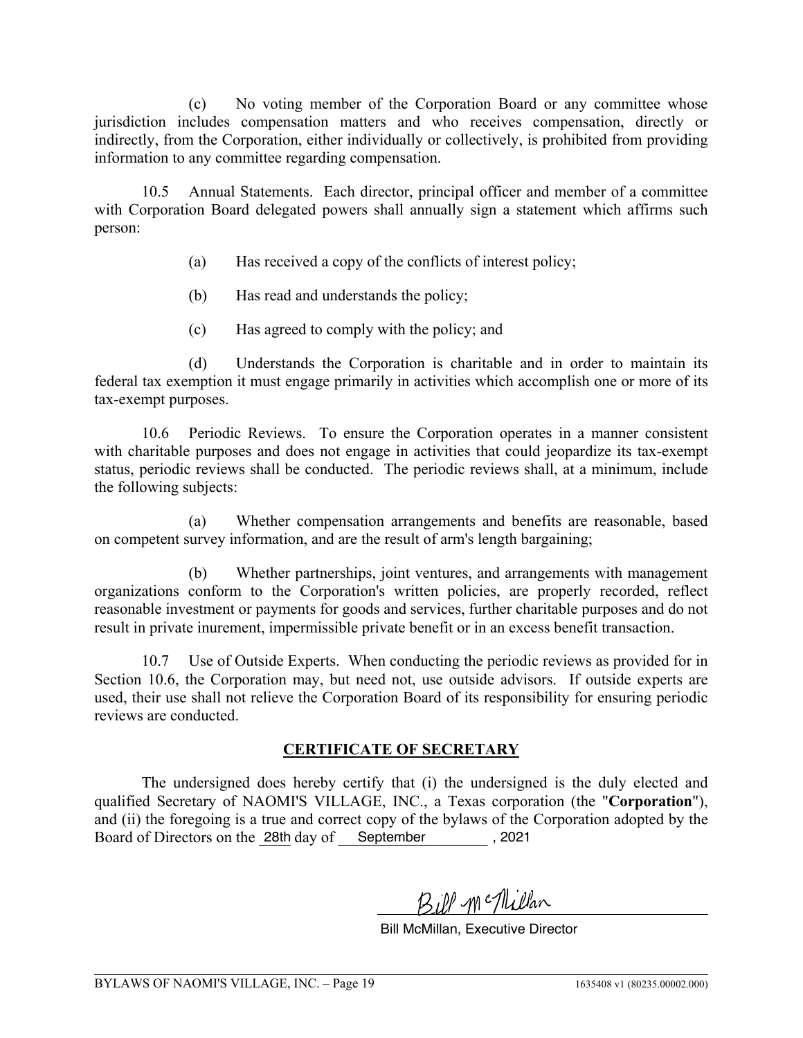(c) No voting member of the Corporation Board or any committee whose jurisdiction includes compensation matters and who receives compensation, directly or indirectly, from the Corporation, either individually or collectively, is prohibited from providing information to any committee regarding compensation.

10.5 Annual Statements. Each director, principal officer and member of a committee with Corporation Board delegated powers shall annually sign a statement which affirms such person:

(a) Has received a copy of the conflicts of interest policy;

(b) Has read and understands the policy;

(c) Has agreed to comply with the policy; and

(d) Understands the Corporation is charitable and in order to maintain its federal tax exemption it must engage primarily in activities which accomplish one or more of its tax-exempt purposes.

10.6 Periodic Reviews. To ensure the Corporation operates in a manner consistent with charitable purposes and does not engage in activities that could jeopardize its tax-exempt status, periodic reviews shall be conducted. The periodic reviews shall, at a minimum, include the following subjects:

(a) Whether compensation arrangements and benefits are reasonable, based on competent survey information, and are the result of arm's length bargaining;

(b) Whether partnerships, joint ventures, and arrangements with management organizations conform to the Corporation's written policies, are properly recorded, reflect reasonable investment or payments for goods and services, further charitable purposes and do not result in private inurement, impermissible private benefit or in an excess benefit transaction.

10.7 Use of Outside Experts. When conducting the periodic reviews as provided for in Section 10.6, the Corporation may, but need not, use outside advisors. If outside experts are used, their use shall not relieve the Corporation Board of its responsibility for ensuring periodic reviews are conducted.

## CERTIFICATE OF SECRETARY

The undersigned does hereby certify that (i) the undersigned is the duly elected and qualified Secretary of NAOMI'S VILLAGE, INC., a Texas corporation (the "**Corporation**"), and (ii) the foregoing is a true and correct copy of the bylaws of the Corporation adopted by the Board of Directors on the 28th day of September, 2021

Bill McMillan

Bill McMillan, Executive Director